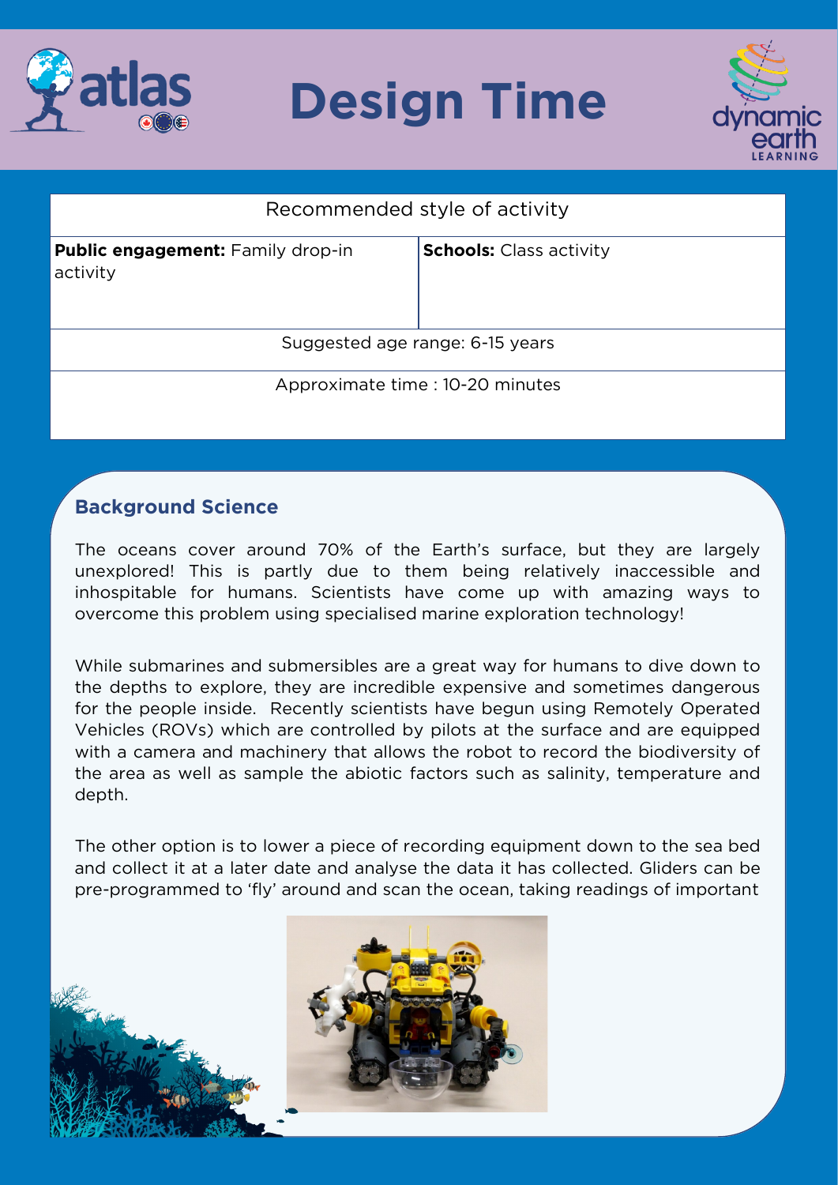# Design Time

| Recommended style of activity | |
| --- | --- |
| **Public engagement:** Family drop-in activity | **Schools:** Class activity |
| Suggested age range: 6-15 years | |
| Approximate time : 10-20 minutes | |

## Background Science

The oceans cover around 70% of the Earth's surface, but they are largely unexplored! This is partly due to them being relatively inaccessible and inhospitable for humans. Scientists have come up with amazing ways to overcome this problem using specialised marine exploration technology!

While submarines and submersibles are a great way for humans to dive down to the depths to explore, they are incredible expensive and sometimes dangerous for the people inside. Recently scientists have begun using Remotely Operated Vehicles (ROVs) which are controlled by pilots at the surface and are equipped with a camera and machinery that allows the robot to record the biodiversity of the area as well as sample the abiotic factors such as salinity, temperature and depth.

The other option is to lower a piece of recording equipment down to the sea bed and collect it at a later date and analyse the data it has collected. Gliders can be pre-programmed to 'fly' around and scan the ocean, taking readings of important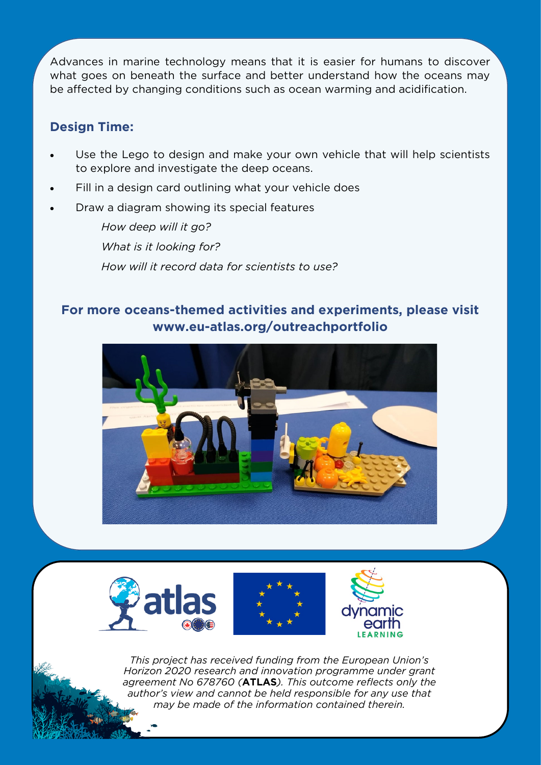Advances in marine technology means that it is easier for humans to discover what goes on beneath the surface and better understand how the oceans may be affected by changing conditions such as ocean warming and acidification.

### Design Time:

- Use the Lego to design and make your own vehicle that will help scientists to explore and investigate the deep oceans.
- Fill in a design card outlining what your vehicle does
- Draw a diagram showing its special features

  *How deep will it go?*

  *What is it looking for?*

  *How will it record data for scientists to use?*

**For more oceans-themed activities and experiments, please visit www.eu-atlas.org/outreachportfolio**

*This project has received funding from the European Union's Horizon 2020 research and innovation programme under grant agreement No 678760 (**ATLAS**). This outcome reflects only the author's view and cannot be held responsible for any use that may be made of the information contained therein.*